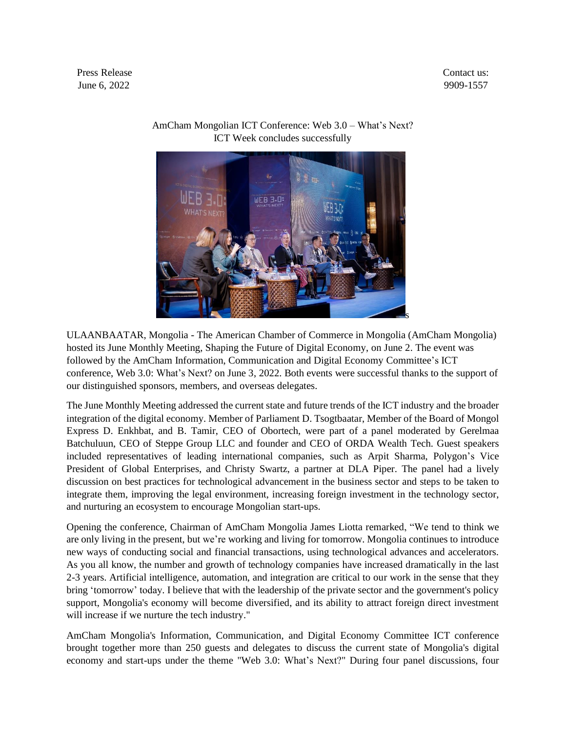Press Release
June 6, 2022

Contact us:
9909-1557

## AmCham Mongolian ICT Conference: Web 3.0 – What's Next?
## ICT Week concludes successfully

ULAANBAATAR, Mongolia - The American Chamber of Commerce in Mongolia (AmCham Mongolia) hosted its June Monthly Meeting, Shaping the Future of Digital Economy, on June 2. The event was followed by the AmCham Information, Communication and Digital Economy Committee's ICT conference, Web 3.0: What's Next? on June 3, 2022. Both events were successful thanks to the support of our distinguished sponsors, members, and overseas delegates.

The June Monthly Meeting addressed the current state and future trends of the ICT industry and the broader integration of the digital economy. Member of Parliament D. Tsogtbaatar, Member of the Board of Mongol Express D. Enkhbat, and B. Tamir, CEO of Obortech, were part of a panel moderated by Gerelmaa Batchuluun, CEO of Steppe Group LLC and founder and CEO of ORDA Wealth Tech. Guest speakers included representatives of leading international companies, such as Arpit Sharma, Polygon's Vice President of Global Enterprises, and Christy Swartz, a partner at DLA Piper. The panel had a lively discussion on best practices for technological advancement in the business sector and steps to be taken to integrate them, improving the legal environment, increasing foreign investment in the technology sector, and nurturing an ecosystem to encourage Mongolian start-ups.

Opening the conference, Chairman of AmCham Mongolia James Liotta remarked, "We tend to think we are only living in the present, but we're working and living for tomorrow. Mongolia continues to introduce new ways of conducting social and financial transactions, using technological advances and accelerators. As you all know, the number and growth of technology companies have increased dramatically in the last 2-3 years. Artificial intelligence, automation, and integration are critical to our work in the sense that they bring 'tomorrow' today. I believe that with the leadership of the private sector and the government's policy support, Mongolia's economy will become diversified, and its ability to attract foreign direct investment will increase if we nurture the tech industry."

AmCham Mongolia's Information, Communication, and Digital Economy Committee ICT conference brought together more than 250 guests and delegates to discuss the current state of Mongolia's digital economy and start-ups under the theme "Web 3.0: What's Next?" During four panel discussions, four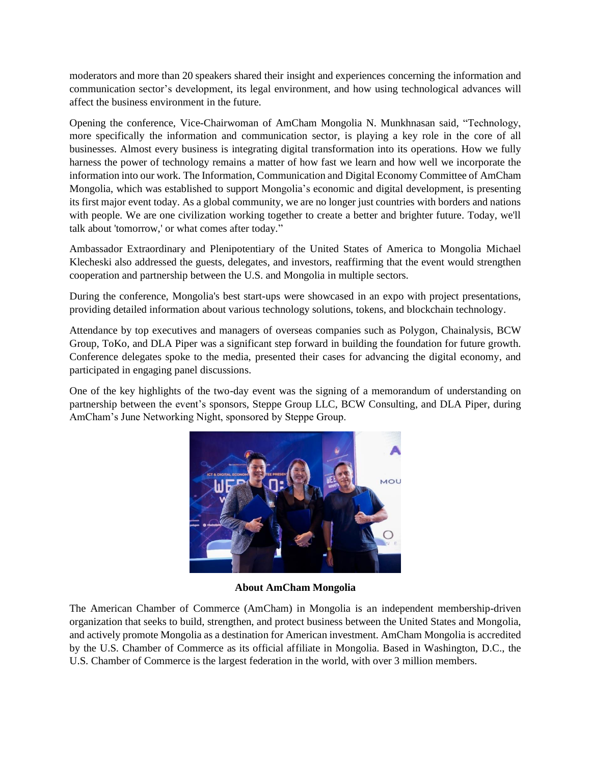moderators and more than 20 speakers shared their insight and experiences concerning the information and communication sector's development, its legal environment, and how using technological advances will affect the business environment in the future.

Opening the conference, Vice-Chairwoman of AmCham Mongolia N. Munkhnasan said, "Technology, more specifically the information and communication sector, is playing a key role in the core of all businesses. Almost every business is integrating digital transformation into its operations. How we fully harness the power of technology remains a matter of how fast we learn and how well we incorporate the information into our work. The Information, Communication and Digital Economy Committee of AmCham Mongolia, which was established to support Mongolia's economic and digital development, is presenting its first major event today. As a global community, we are no longer just countries with borders and nations with people. We are one civilization working together to create a better and brighter future. Today, we'll talk about 'tomorrow,' or what comes after today."

Ambassador Extraordinary and Plenipotentiary of the United States of America to Mongolia Michael Klecheski also addressed the guests, delegates, and investors, reaffirming that the event would strengthen cooperation and partnership between the U.S. and Mongolia in multiple sectors.

During the conference, Mongolia's best start-ups were showcased in an expo with project presentations, providing detailed information about various technology solutions, tokens, and blockchain technology.

Attendance by top executives and managers of overseas companies such as Polygon, Chainalysis, BCW Group, ToKo, and DLA Piper was a significant step forward in building the foundation for future growth. Conference delegates spoke to the media, presented their cases for advancing the digital economy, and participated in engaging panel discussions.

One of the key highlights of the two-day event was the signing of a memorandum of understanding on partnership between the event's sponsors, Steppe Group LLC, BCW Consulting, and DLA Piper, during AmCham's June Networking Night, sponsored by Steppe Group.

**About AmCham Mongolia**

The American Chamber of Commerce (AmCham) in Mongolia is an independent membership-driven organization that seeks to build, strengthen, and protect business between the United States and Mongolia, and actively promote Mongolia as a destination for American investment. AmCham Mongolia is accredited by the U.S. Chamber of Commerce as its official affiliate in Mongolia. Based in Washington, D.C., the U.S. Chamber of Commerce is the largest federation in the world, with over 3 million members.